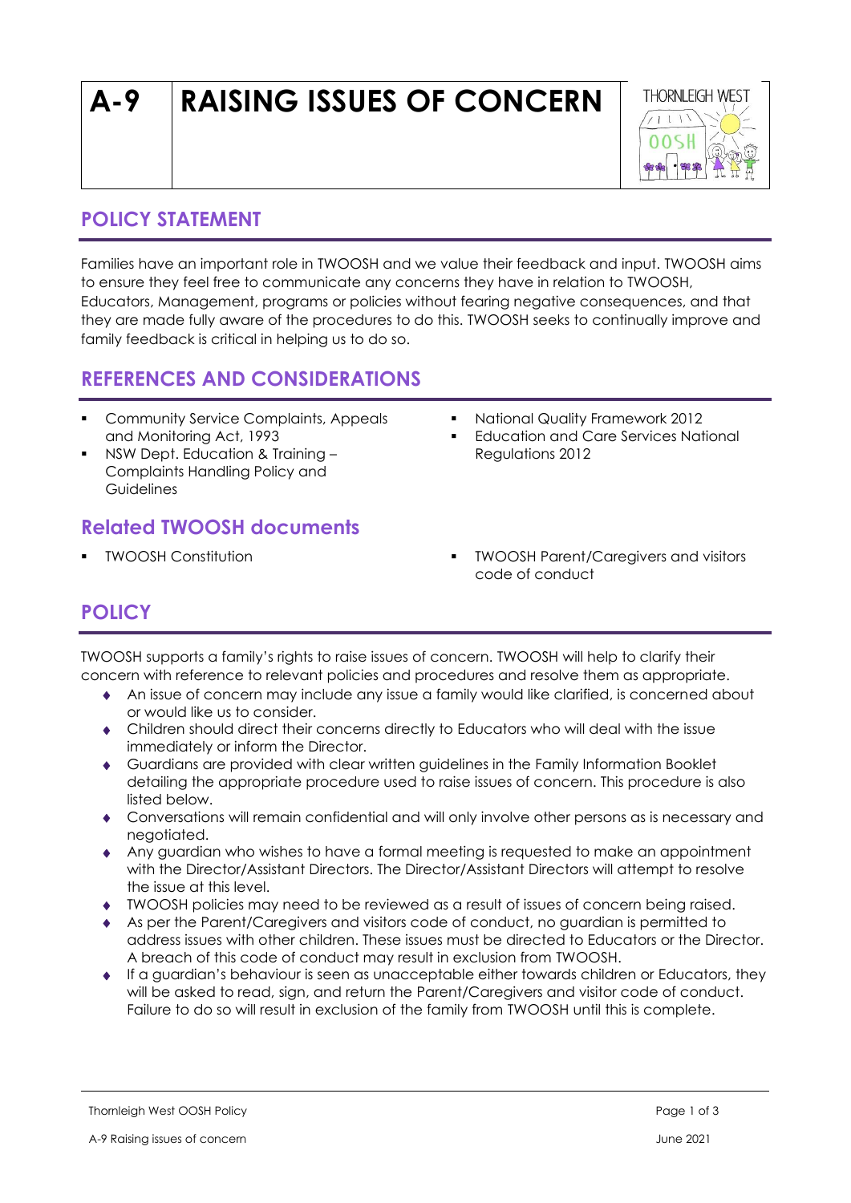# A-9 RAISING ISSUES OF CONCERN

## POLICY STATEMENT

Families have an important role in TWOOSH and we value their feedback and input. TWOOSH aims to ensure they feel free to communicate any concerns they have in relation to TWOOSH, Educators, Management, programs or policies without fearing negative consequences, and that they are made fully aware of the procedures to do this. TWOOSH seeks to continually improve and family feedback is critical in helping us to do so.

## REFERENCES AND CONSIDERATIONS

- Community Service Complaints, Appeals and Monitoring Act, 1993
- NSW Dept. Education & Training – Complaints Handling Policy and Guidelines
- National Quality Framework 2012
- Education and Care Services National Regulations 2012

## Related TWOOSH documents

- TWOOSH Constitution
- TWOOSH Parent/Caregivers and visitors code of conduct

## POLICY

TWOOSH supports a family's rights to raise issues of concern. TWOOSH will help to clarify their concern with reference to relevant policies and procedures and resolve them as appropriate.

- An issue of concern may include any issue a family would like clarified, is concerned about or would like us to consider.
- Children should direct their concerns directly to Educators who will deal with the issue immediately or inform the Director.
- Guardians are provided with clear written guidelines in the Family Information Booklet detailing the appropriate procedure used to raise issues of concern. This procedure is also listed below.
- Conversations will remain confidential and will only involve other persons as is necessary and negotiated.
- Any guardian who wishes to have a formal meeting is requested to make an appointment with the Director/Assistant Directors. The Director/Assistant Directors will attempt to resolve the issue at this level.
- TWOOSH policies may need to be reviewed as a result of issues of concern being raised.
- As per the Parent/Caregivers and visitors code of conduct, no guardian is permitted to address issues with other children. These issues must be directed to Educators or the Director. A breach of this code of conduct may result in exclusion from TWOOSH.
- If a guardian's behaviour is seen as unacceptable either towards children or Educators, they will be asked to read, sign, and return the Parent/Caregivers and visitor code of conduct. Failure to do so will result in exclusion of the family from TWOOSH until this is complete.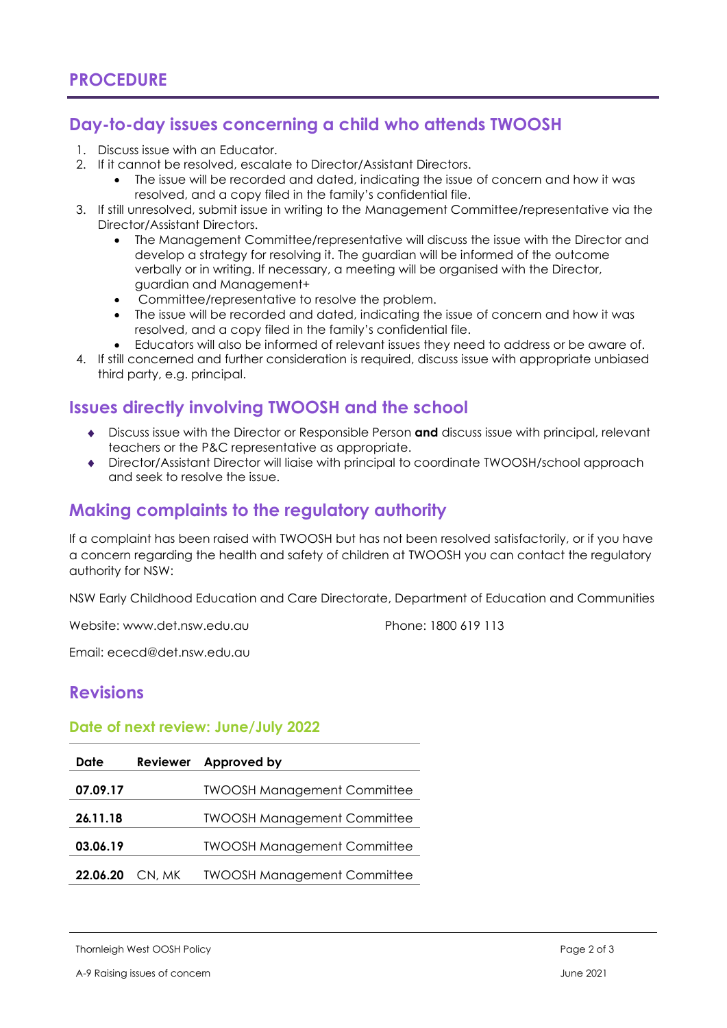# PROCEDURE

## Day-to-day issues concerning a child who attends TWOOSH

1. Discuss issue with an Educator.
2. If it cannot be resolved, escalate to Director/Assistant Directors.
   - The issue will be recorded and dated, indicating the issue of concern and how it was resolved, and a copy filed in the family's confidential file.
3. If still unresolved, submit issue in writing to the Management Committee/representative via the Director/Assistant Directors.
   - The Management Committee/representative will discuss the issue with the Director and develop a strategy for resolving it. The guardian will be informed of the outcome verbally or in writing. If necessary, a meeting will be organised with the Director, guardian and Management+
   - Committee/representative to resolve the problem.
   - The issue will be recorded and dated, indicating the issue of concern and how it was resolved, and a copy filed in the family's confidential file.
   - Educators will also be informed of relevant issues they need to address or be aware of.
4. If still concerned and further consideration is required, discuss issue with appropriate unbiased third party, e.g. principal.

## Issues directly involving TWOOSH and the school

- Discuss issue with the Director or Responsible Person **and** discuss issue with principal, relevant teachers or the P&C representative as appropriate.
- Director/Assistant Director will liaise with principal to coordinate TWOOSH/school approach and seek to resolve the issue.

## Making complaints to the regulatory authority

If a complaint has been raised with TWOOSH but has not been resolved satisfactorily, or if you have a concern regarding the health and safety of children at TWOOSH you can contact the regulatory authority for NSW:

NSW Early Childhood Education and Care Directorate, Department of Education and Communities

Website: www.det.nsw.edu.au

Phone: 1800 619 113

Email: ececd@det.nsw.edu.au

## Revisions

### Date of next review: June/July 2022

| Date | Reviewer | Approved by |
|---|---|---|
| **07.09.17** | | TWOOSH Management Committee |
| **26.11.18** | | TWOOSH Management Committee |
| **03.06.19** | | TWOOSH Management Committee |
| **22.06.20** | CN, MK | TWOOSH Management Committee |

Thornleigh West OOSH Policy

A-9 Raising issues of concern

June 2021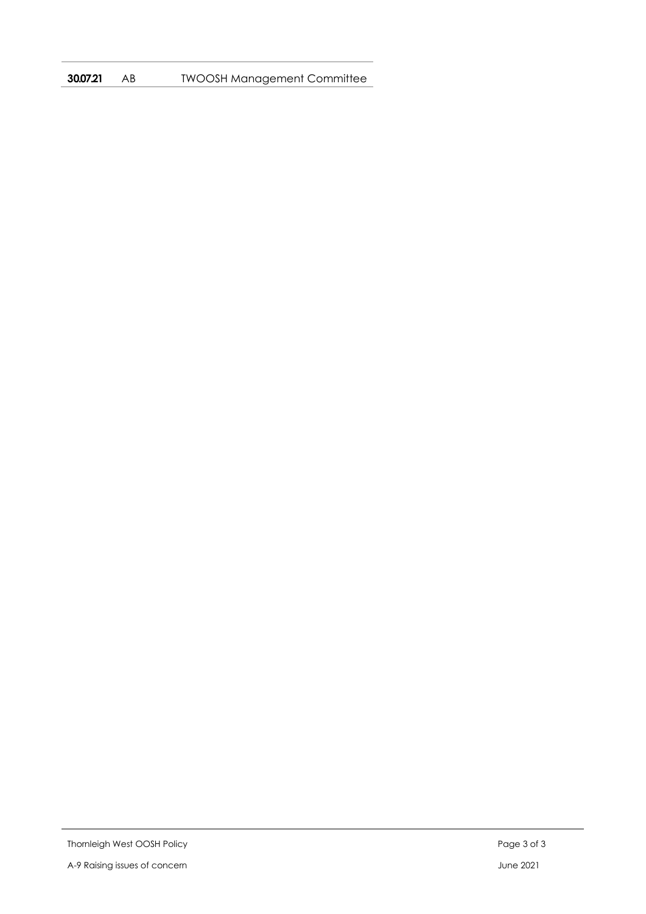| | | |
|---|---|---|
| **30.07.21** | AB | TWOOSH Management Committee |